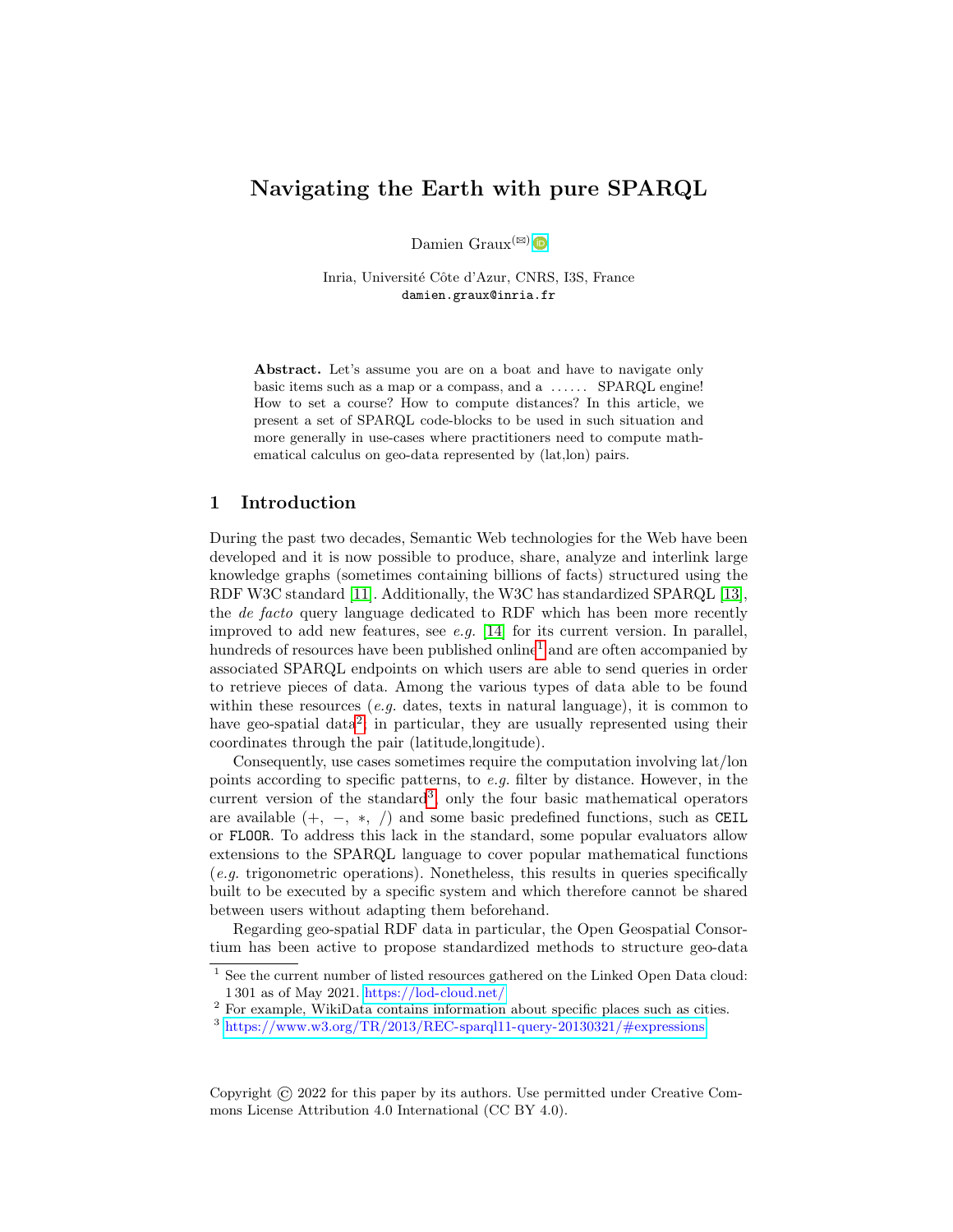# Navigating the Earth with pure SPARQL

Damien Graux(✉)

Inria, Université Côte d'Azur, CNRS, I3S, France
damien.graux@inria.fr

**Abstract.** Let's assume you are on a boat and have to navigate only basic items such as a map or a compass, and a ...... SPARQL engine! How to set a course? How to compute distances? In this article, we present a set of SPARQL code-blocks to be used in such situation and more generally in use-cases where practitioners need to compute mathematical calculus on geo-data represented by (lat,lon) pairs.

## 1 Introduction

During the past two decades, Semantic Web technologies for the Web have been developed and it is now possible to produce, share, analyze and interlink large knowledge graphs (sometimes containing billions of facts) structured using the RDF W3C standard [11]. Additionally, the W3C has standardized SPARQL [13], the *de facto* query language dedicated to RDF which has been more recently improved to add new features, see *e.g.* [14] for its current version. In parallel, hundreds of resources have been published online[1] and are often accompanied by associated SPARQL endpoints on which users are able to send queries in order to retrieve pieces of data. Among the various types of data able to be found within these resources (*e.g.* dates, texts in natural language), it is common to have geo-spatial data[2]; in particular, they are usually represented using their coordinates through the pair (latitude,longitude).

Consequently, use cases sometimes require the computation involving lat/lon points according to specific patterns, to *e.g.* filter by distance. However, in the current version of the standard[3], only the four basic mathematical operators are available (+, −, ∗, /) and some basic predefined functions, such as `CEIL` or `FLOOR`. To address this lack in the standard, some popular evaluators allow extensions to the SPARQL language to cover popular mathematical functions (*e.g.* trigonometric operations). Nonetheless, this results in queries specifically built to be executed by a specific system and which therefore cannot be shared between users without adapting them beforehand.

Regarding geo-spatial RDF data in particular, the Open Geospatial Consortium has been active to propose standardized methods to structure geo-data

[1] See the current number of listed resources gathered on the Linked Open Data cloud: 1 301 as of May 2021. https://lod-cloud.net/

[2] For example, WikiData contains information about specific places such as cities.

[3] https://www.w3.org/TR/2013/REC-sparql11-query-20130321/#expressions

Copyright © 2022 for this paper by its authors. Use permitted under Creative Commons License Attribution 4.0 International (CC BY 4.0).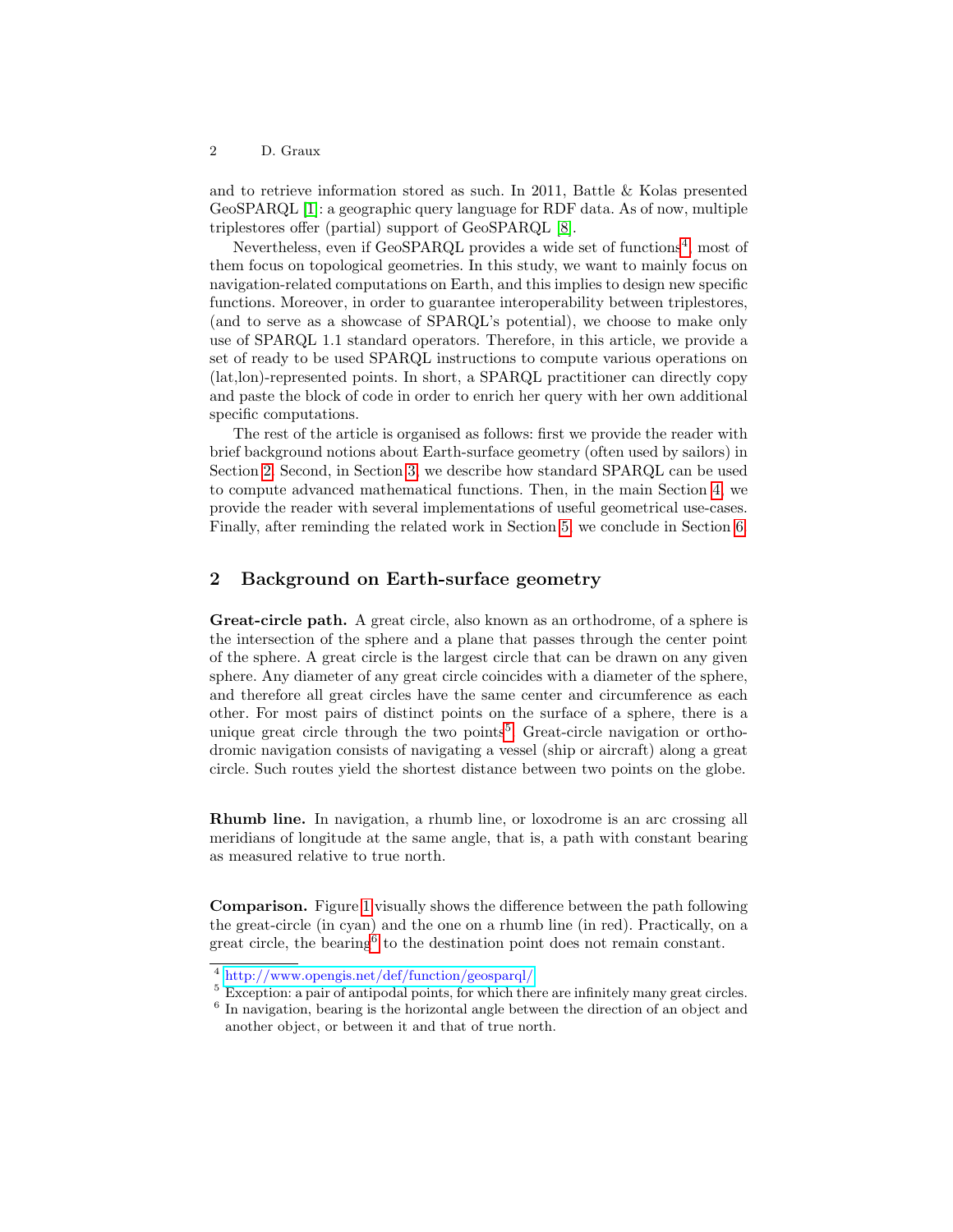and to retrieve information stored as such. In 2011, Battle & Kolas presented GeoSPARQL [1]: a geographic query language for RDF data. As of now, multiple triplestores offer (partial) support of GeoSPARQL [8].

Nevertheless, even if GeoSPARQL provides a wide set of functions[4], most of them focus on topological geometries. In this study, we want to mainly focus on navigation-related computations on Earth, and this implies to design new specific functions. Moreover, in order to guarantee interoperability between triplestores, (and to serve as a showcase of SPARQL's potential), we choose to make only use of SPARQL 1.1 standard operators. Therefore, in this article, we provide a set of ready to be used SPARQL instructions to compute various operations on (lat,lon)-represented points. In short, a SPARQL practitioner can directly copy and paste the block of code in order to enrich her query with her own additional specific computations.

The rest of the article is organised as follows: first we provide the reader with brief background notions about Earth-surface geometry (often used by sailors) in Section 2. Second, in Section 3, we describe how standard SPARQL can be used to compute advanced mathematical functions. Then, in the main Section 4, we provide the reader with several implementations of useful geometrical use-cases. Finally, after reminding the related work in Section 5, we conclude in Section 6.

## 2 Background on Earth-surface geometry

**Great-circle path.** A great circle, also known as an orthodrome, of a sphere is the intersection of the sphere and a plane that passes through the center point of the sphere. A great circle is the largest circle that can be drawn on any given sphere. Any diameter of any great circle coincides with a diameter of the sphere, and therefore all great circles have the same center and circumference as each other. For most pairs of distinct points on the surface of a sphere, there is a unique great circle through the two points[5]. Great-circle navigation or orthodromic navigation consists of navigating a vessel (ship or aircraft) along a great circle. Such routes yield the shortest distance between two points on the globe.

**Rhumb line.** In navigation, a rhumb line, or loxodrome is an arc crossing all meridians of longitude at the same angle, that is, a path with constant bearing as measured relative to true north.

**Comparison.** Figure 1 visually shows the difference between the path following the great-circle (in cyan) and the one on a rhumb line (in red). Practically, on a great circle, the bearing[6] to the destination point does not remain constant.

---

[4] http://www.opengis.net/def/function/geosparql/

[5] Exception: a pair of antipodal points, for which there are infinitely many great circles.

[6] In navigation, bearing is the horizontal angle between the direction of an object and another object, or between it and that of true north.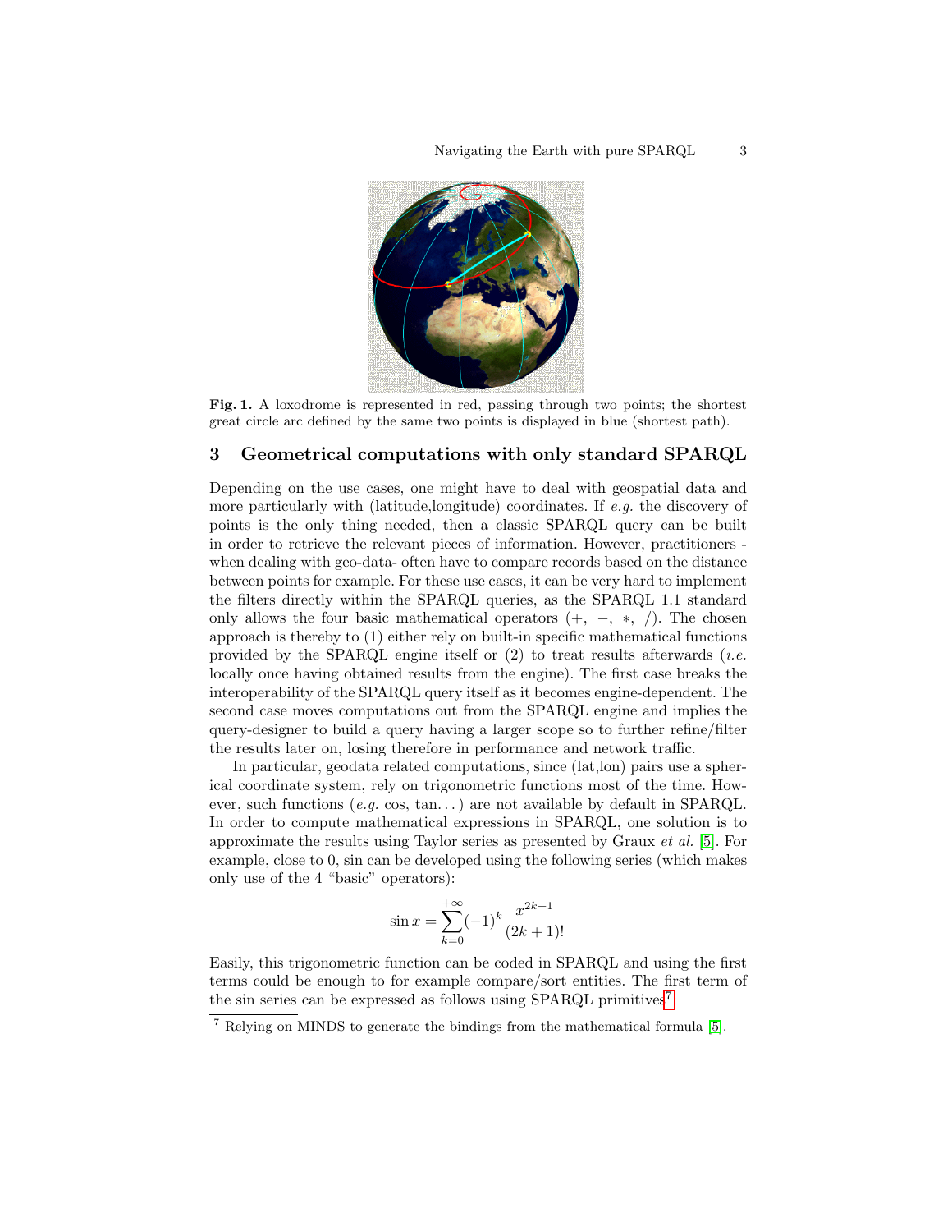Fig. 1. A loxodrome is represented in red, passing through two points; the shortest great circle arc defined by the same two points is displayed in blue (shortest path).

## 3 Geometrical computations with only standard SPARQL

Depending on the use cases, one might have to deal with geospatial data and more particularly with (latitude,longitude) coordinates. If *e.g.* the discovery of points is the only thing needed, then a classic SPARQL query can be built in order to retrieve the relevant pieces of information. However, practitioners - when dealing with geo-data- often have to compare records based on the distance between points for example. For these use cases, it can be very hard to implement the filters directly within the SPARQL queries, as the SPARQL 1.1 standard only allows the four basic mathematical operators ($+$, $-$, $*$, $/$). The chosen approach is thereby to (1) either rely on built-in specific mathematical functions provided by the SPARQL engine itself or (2) to treat results afterwards (*i.e.* locally once having obtained results from the engine). The first case breaks the interoperability of the SPARQL query itself as it becomes engine-dependent. The second case moves computations out from the SPARQL engine and implies the query-designer to build a query having a larger scope so to further refine/filter the results later on, losing therefore in performance and network traffic.

In particular, geodata related computations, since (lat,lon) pairs use a spherical coordinate system, rely on trigonometric functions most of the time. However, such functions (*e.g.* cos, tan...) are not available by default in SPARQL. In order to compute mathematical expressions in SPARQL, one solution is to approximate the results using Taylor series as presented by Graux *et al.* [5]. For example, close to 0, sin can be developed using the following series (which makes only use of the 4 "basic" operators):

$$\sin x = \sum_{k=0}^{+\infty} (-1)^k \frac{x^{2k+1}}{(2k+1)!}$$

Easily, this trigonometric function can be coded in SPARQL and using the first terms could be enough to for example compare/sort entities. The first term of the sin series can be expressed as follows using SPARQL primitives[7]:

[7] Relying on MINDS to generate the bindings from the mathematical formula [5].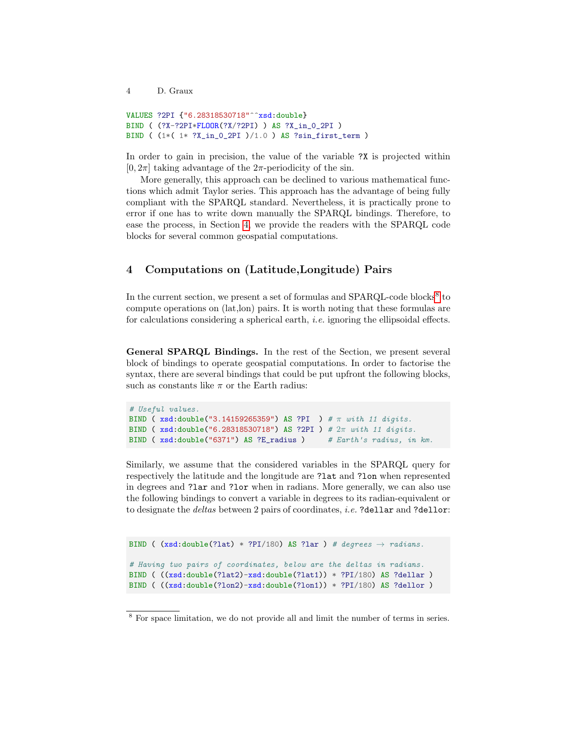```
VALUES ?2PI {"6.28318530718"^^xsd:double}
BIND ( (?X-?2PI*FLOOR(?X/?2PI) ) AS ?X_in_0_2PI )
BIND ( (1*( 1* ?X_in_0_2PI )/1.0 ) AS ?sin_first_term )
```

In order to gain in precision, the value of the variable `?X` is projected within $[0, 2\pi]$ taking advantage of the $2\pi$-periodicity of the sin.

More generally, this approach can be declined to various mathematical functions which admit Taylor series. This approach has the advantage of being fully compliant with the SPARQL standard. Nevertheless, it is practically prone to error if one has to write down manually the SPARQL bindings. Therefore, to ease the process, in Section 4, we provide the readers with the SPARQL code blocks for several common geospatial computations.

## 4 Computations on (Latitude,Longitude) Pairs

In the current section, we present a set of formulas and SPARQL-code blocks[8] to compute operations on (lat,lon) pairs. It is worth noting that these formulas are for calculations considering a spherical earth, *i.e.* ignoring the ellipsoidal effects.

**General SPARQL Bindings.** In the rest of the Section, we present several block of bindings to operate geospatial computations. In order to factorise the syntax, there are several bindings that could be put upfront the following blocks, such as constants like $\pi$ or the Earth radius:

```
# Useful values.
BIND ( xsd:double("3.14159265359") AS ?PI  ) # π with 11 digits.
BIND ( xsd:double("6.28318530718") AS ?2PI ) # 2π with 11 digits.
BIND ( xsd:double("6371") AS ?E_radius )     # Earth's radius, in km.
```

Similarly, we assume that the considered variables in the SPARQL query for respectively the latitude and the longitude are `?lat` and `?lon` when represented in degrees and `?lar` and `?lor` when in radians. More generally, we can also use the following bindings to convert a variable in degrees to its radian-equivalent or to designate the *deltas* between 2 pairs of coordinates, *i.e.* `?dellar` and `?dellor`:

```
BIND ( (xsd:double(?lat) * ?PI/180) AS ?lar ) # degrees → radians.

# Having two pairs of coordinates, below are the deltas in radians.
BIND ( ((xsd:double(?lat2)-xsd:double(?lat1)) * ?PI/180) AS ?dellar )
BIND ( ((xsd:double(?lon2)-xsd:double(?lon1)) * ?PI/180) AS ?dellor )
```

[8] For space limitation, we do not provide all and limit the number of terms in series.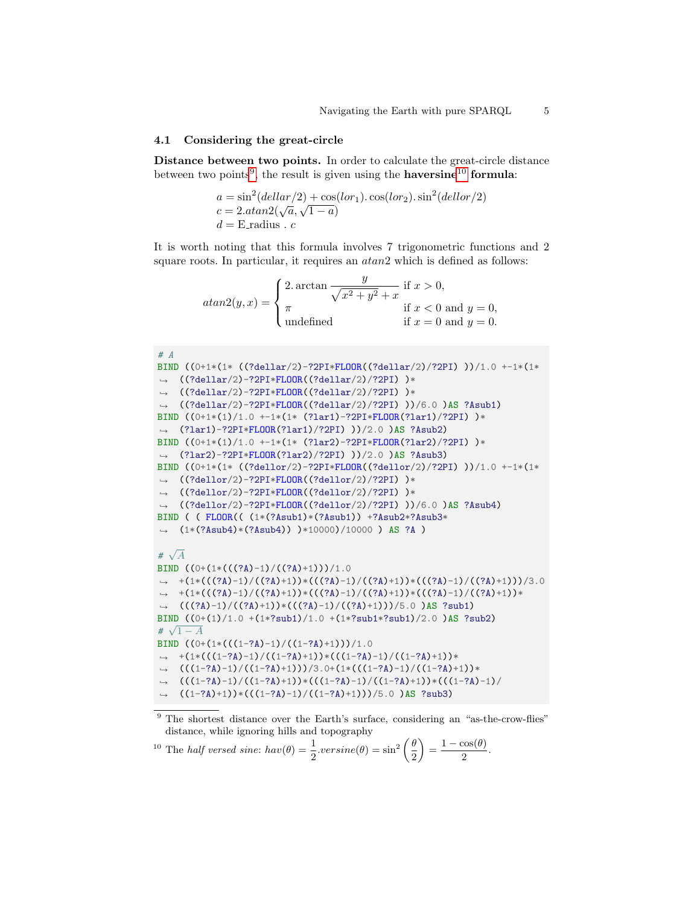### 4.1 Considering the great-circle

**Distance between two points.** In order to calculate the great-circle distance between two points[9], the result is given using the **haversine**[10] **formula**:

$$
\begin{aligned}
a &= \sin^2(dellar/2) + \cos(lor_1).\cos(lor_2).\sin^2(dellor/2) \\
c &= 2.atan2(\sqrt{a}, \sqrt{1-a}) \\
d &= \text{E\_radius} \ . \ c
\end{aligned}
$$

It is worth noting that this formula involves 7 trigonometric functions and 2 square roots. In particular, it requires an $atan2$ which is defined as follows:

$$
atan2(y, x) = \begin{cases} 2.\arctan \dfrac{y}{\sqrt{x^2+y^2}+x} & \text{if } x > 0, \\ \pi & \text{if } x < 0 \text{ and } y = 0, \\ \text{undefined} & \text{if } x = 0 \text{ and } y = 0. \end{cases}
$$

```
# A
BIND ((0+1*(1* ((?dellar/2)-?2PI*FLOOR((?dellar/2)/?2PI) ))/1.0 +-1*(1*
↪  ((?dellar/2)-?2PI*FLOOR((?dellar/2)/?2PI) )*
↪  ((?dellar/2)-?2PI*FLOOR((?dellar/2)/?2PI) )*
↪  ((?dellar/2)-?2PI*FLOOR((?dellar/2)/?2PI) ))/6.0 )AS ?Asub1)
BIND ((0+1*(1)/1.0 +-1*(1* (?lar1)-?2PI*FLOOR(?lar1)/?2PI) )*
↪  (?lar1)-?2PI*FLOOR(?lar1)/?2PI) ))/2.0 )AS ?Asub2)
BIND ((0+1*(1)/1.0 +-1*(1* (?lar2)-?2PI*FLOOR(?lar2)/?2PI) )*
↪  (?lar2)-?2PI*FLOOR(?lar2)/?2PI) ))/2.0 )AS ?Asub3)
BIND ((0+1*(1* ((?dellor/2)-?2PI*FLOOR((?dellor/2)/?2PI) ))/1.0 +-1*(1*
↪  ((?dellor/2)-?2PI*FLOOR((?dellor/2)/?2PI) )*
↪  ((?dellor/2)-?2PI*FLOOR((?dellor/2)/?2PI) )*
↪  ((?dellor/2)-?2PI*FLOOR((?dellor/2)/?2PI) ))/6.0 )AS ?Asub4)
BIND ( ( FLOOR(( (1*(?Asub1)*(?Asub1)) +?Asub2*?Asub3*
↪  (1*(?Asub4)*(?Asub4)) )*10000)/10000 ) AS ?A )

# √A
BIND ((0+(1*(((?A)-1)/((?A)+1)))/1.0
↪  +(1*(((?A)-1)/((?A)+1))*(((?A)-1)/((?A)+1))*(((?A)-1)/((?A)+1)))/3.0
↪  +(1*(((?A)-1)/((?A)+1))*(((?A)-1)/((?A)+1))*(((?A)-1)/((?A)+1))*
↪  (((?A)-1)/((?A)+1))*(((?A)-1)/((?A)+1)))/5.0 )AS ?sub1)
BIND ((0+(1)/1.0 +(1*?sub1)/1.0 +(1*?sub1*?sub1)/2.0 )AS ?sub2)
# √(1 − A)
BIND ((0+(1*(((1-?A)-1)/((1-?A)+1)))/1.0
↪  +(1*(((1-?A)-1)/((1-?A)+1))*(((1-?A)-1)/((1-?A)+1))*
↪  (((1-?A)-1)/((1-?A)+1)))/3.0+(1*(((1-?A)-1)/((1-?A)+1))*
↪  (((1-?A)-1)/((1-?A)+1))*(((1-?A)-1)/((1-?A)+1))*(((1-?A)-1)/
↪  ((1-?A)+1))*(((1-?A)-1)/((1-?A)+1)))/5.0 )AS ?sub3)
```

[9] The shortest distance over the Earth's surface, considering an "as-the-crow-flies" distance, while ignoring hills and topography

[10] The *half versed sine*: $hav(\theta) = \frac{1}{2}.versine(\theta) = \sin^2\left(\frac{\theta}{2}\right) = \frac{1-\cos(\theta)}{2}$.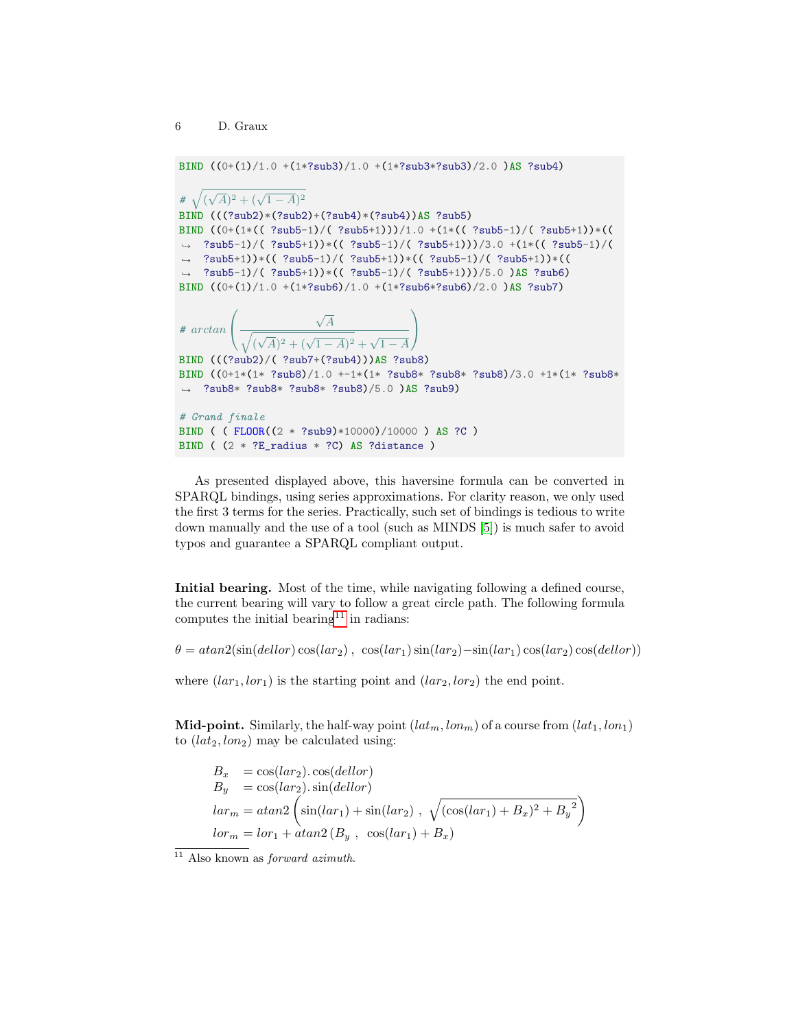```
BIND ((0+(1)/1.0 +(1*?sub3)/1.0 +(1*?sub3*?sub3)/2.0 )AS ?sub4)

# sqrt((sqrt(A))^2 + (sqrt(1-A))^2)
BIND (((?sub2)*(?sub2)+(?sub4)*(?sub4))AS ?sub5)
BIND ((0+(1*(( ?sub5-1)/( ?sub5+1)))/1.0 +(1*(( ?sub5-1)/( ?sub5+1))*((
↪  ?sub5-1)/( ?sub5+1))*(( ?sub5-1)/( ?sub5+1)))/3.0 +(1*(( ?sub5-1)/(
↪  ?sub5+1))*(( ?sub5-1)/( ?sub5+1))*(( ?sub5-1)/( ?sub5+1))*((
↪  ?sub5-1)/( ?sub5+1))*(( ?sub5-1)/( ?sub5+1)))/5.0 )AS ?sub6)
BIND ((0+(1)/1.0 +(1*?sub6)/1.0 +(1*?sub6*?sub6)/2.0 )AS ?sub7)

# arctan( sqrt(A) / ( sqrt((sqrt(A))^2 + (sqrt(1-A))^2) + sqrt(1-A) ) )
BIND (((?sub2)/( ?sub7+(?sub4)))AS ?sub8)
BIND ((0+1*(1* ?sub8)/1.0 +-1*(1* ?sub8* ?sub8* ?sub8)/3.0 +1*(1* ?sub8*
↪  ?sub8* ?sub8* ?sub8* ?sub8)/5.0 )AS ?sub9)

# Grand finale
BIND ( ( FLOOR((2 * ?sub9)*10000)/10000 ) AS ?C )
BIND ( (2 * ?E_radius * ?C) AS ?distance )
```

As presented displayed above, this haversine formula can be converted in SPARQL bindings, using series approximations. For clarity reason, we only used the first 3 terms for the series. Practically, such set of bindings is tedious to write down manually and the use of a tool (such as MINDS [5]) is much safer to avoid typos and guarantee a SPARQL compliant output.

**Initial bearing.** Most of the time, while navigating following a defined course, the current bearing will vary to follow a great circle path. The following formula computes the initial bearing[11] in radians:

$$\theta = atan2(\sin(dellor)\cos(lar_2)\ ,\ \ \cos(lar_1)\sin(lar_2) - \sin(lar_1)\cos(lar_2)\cos(dellor))$$

where $(lar_1, lor_1)$ is the starting point and $(lar_2, lor_2)$ the end point.

**Mid-point.** Similarly, the half-way point $(lat_m, lon_m)$ of a course from $(lat_1, lon_1)$ to $(lat_2, lon_2)$ may be calculated using:

$$\begin{aligned}
B_x &= \cos(lar_2).\cos(dellor) \\
B_y &= \cos(lar_2).\sin(dellor) \\
lar_m &= atan2\left(\sin(lar_1) + \sin(lar_2)\ ,\ \sqrt{(\cos(lar_1) + B_x)^2 + {B_y}^2}\right) \\
lor_m &= lor_1 + atan2\left(B_y\ ,\ \ \cos(lar_1) + B_x\right)
\end{aligned}$$

[11] Also known as *forward azimuth*.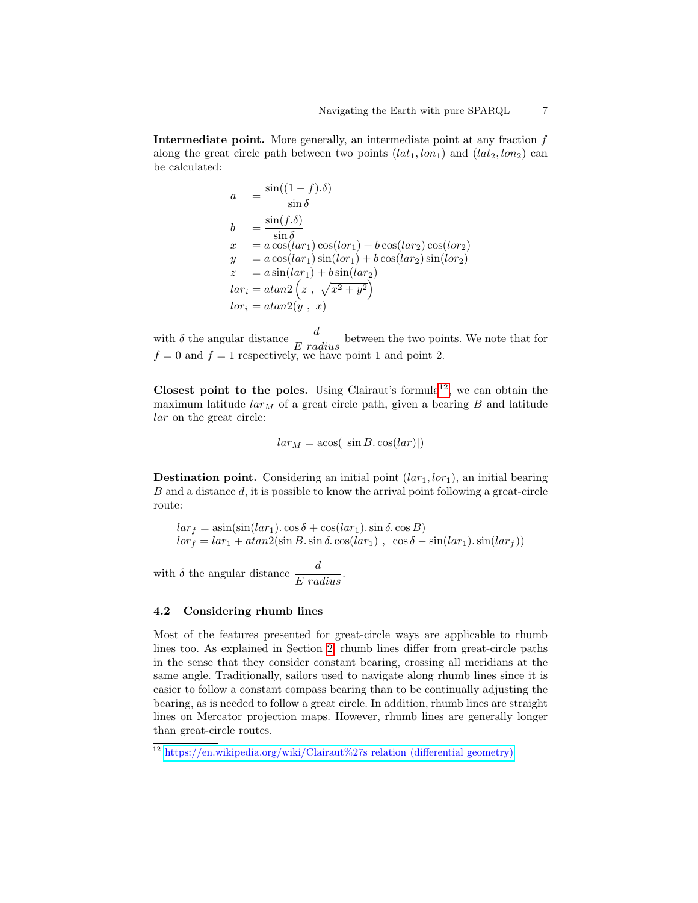**Intermediate point.** More generally, an intermediate point at any fraction $f$ along the great circle path between two points $(lat_1, lon_1)$ and $(lat_2, lon_2)$ can be calculated:

$$
\begin{aligned}
a &= \frac{\sin((1-f).\delta)}{\sin \delta} \\
b &= \frac{\sin(f.\delta)}{\sin \delta} \\
x &= a \cos(lar_1) \cos(lor_1) + b \cos(lar_2) \cos(lor_2) \\
y &= a \cos(lar_1) \sin(lor_1) + b \cos(lar_2) \sin(lor_2) \\
z &= a \sin(lar_1) + b \sin(lar_2) \\
lar_i &= atan2\left(z\ ,\ \sqrt{x^2 + y^2}\right) \\
lor_i &= atan2(y\ ,\ x)
\end{aligned}
$$

with $\delta$ the angular distance $\dfrac{d}{E\_radius}$ between the two points. We note that for $f = 0$ and $f = 1$ respectively, we have point 1 and point 2.

**Closest point to the poles.** Using Clairaut's formula[12], we can obtain the maximum latitude $lar_M$ of a great circle path, given a bearing $B$ and latitude $lar$ on the great circle:

$$lar_M = \text{acos}(|\sin B. \cos(lar)|)$$

**Destination point.** Considering an initial point $(lar_1, lor_1)$, an initial bearing $B$ and a distance $d$, it is possible to know the arrival point following a great-circle route:

$$
\begin{aligned}
lar_f &= \text{asin}(\sin(lar_1). \cos \delta + \cos(lar_1). \sin \delta. \cos B) \\
lor_f &= lar_1 + atan2(\sin B. \sin \delta. \cos(lar_1)\ ,\ \ \cos \delta - \sin(lar_1). \sin(lar_f))
\end{aligned}
$$

with $\delta$ the angular distance $\dfrac{d}{E\_radius}$.

### 4.2 Considering rhumb lines

Most of the features presented for great-circle ways are applicable to rhumb lines too. As explained in Section 2, rhumb lines differ from great-circle paths in the sense that they consider constant bearing, crossing all meridians at the same angle. Traditionally, sailors used to navigate along rhumb lines since it is easier to follow a constant compass bearing than to be continually adjusting the bearing, as is needed to follow a great circle. In addition, rhumb lines are straight lines on Mercator projection maps. However, rhumb lines are generally longer than great-circle routes.

[12] https://en.wikipedia.org/wiki/Clairaut%27s_relation_(differential_geometry)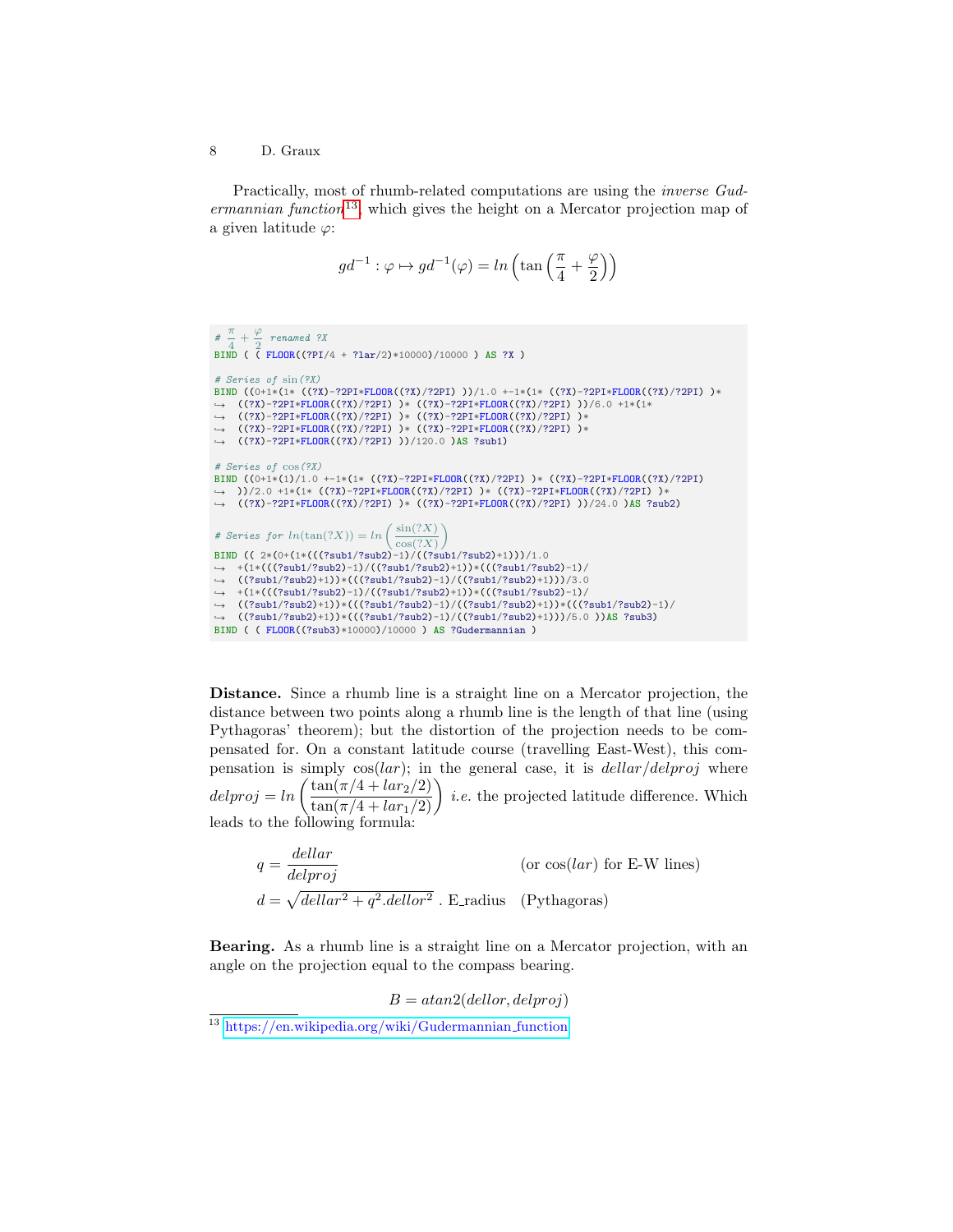Practically, most of rhumb-related computations are using the *inverse Gudermannian function*[13], which gives the height on a Mercator projection map of a given latitude $\varphi$:

$$gd^{-1} : \varphi \mapsto gd^{-1}(\varphi) = ln\left(\tan\left(\frac{\pi}{4} + \frac{\varphi}{2}\right)\right)$$

```
# π/4 + φ/2 renamed ?X
BIND ( ( FLOOR((?PI/4 + ?lar/2)*10000)/10000 ) AS ?X )

# Series of sin(?X)
BIND ((0+1*(1* ((?X)-?2PI*FLOOR((?X)/?2PI) ))/1.0 +-1*(1* ((?X)-?2PI*FLOOR((?X)/?2PI) )*
↪  ((?X)-?2PI*FLOOR((?X)/?2PI) )* ((?X)-?2PI*FLOOR((?X)/?2PI) ))/6.0 +1*(1*
↪  ((?X)-?2PI*FLOOR((?X)/?2PI) )* ((?X)-?2PI*FLOOR((?X)/?2PI) )*
↪  ((?X)-?2PI*FLOOR((?X)/?2PI) )* ((?X)-?2PI*FLOOR((?X)/?2PI) )*
↪  ((?X)-?2PI*FLOOR((?X)/?2PI) ))/120.0 )AS ?sub1)

# Series of cos(?X)
BIND ((0+1*(1)/1.0 +-1*(1* ((?X)-?2PI*FLOOR((?X)/?2PI) )* ((?X)-?2PI*FLOOR((?X)/?2PI)
↪  ))/2.0 +1*(1* ((?X)-?2PI*FLOOR((?X)/?2PI) )* ((?X)-?2PI*FLOOR((?X)/?2PI) )*
↪  ((?X)-?2PI*FLOOR((?X)/?2PI) )* ((?X)-?2PI*FLOOR((?X)/?2PI) ))/24.0 )AS ?sub2)

# Series for ln(tan(?X)) = ln( sin(?X) / cos(?X) )
BIND (( 2*(0+(1*(((?sub1/?sub2)-1)/((?sub1/?sub2)+1)))/1.0
↪  +(1*(((?sub1/?sub2)-1)/((?sub1/?sub2)+1))*(((?sub1/?sub2)-1)/
↪  ((?sub1/?sub2)+1))*(((?sub1/?sub2)-1)/((?sub1/?sub2)+1)))/3.0
↪  +(1*(((?sub1/?sub2)-1)/((?sub1/?sub2)+1))*(((?sub1/?sub2)-1)/
↪  ((?sub1/?sub2)+1))*(((?sub1/?sub2)-1)/((?sub1/?sub2)+1))*(((?sub1/?sub2)-1)/
↪  ((?sub1/?sub2)+1))*(((?sub1/?sub2)-1)/((?sub1/?sub2)+1)))/5.0 ))AS ?sub3)
BIND ( ( FLOOR((?sub3)*10000)/10000 ) AS ?Gudermannian )
```

**Distance.** Since a rhumb line is a straight line on a Mercator projection, the distance between two points along a rhumb line is the length of that line (using Pythagoras' theorem); but the distortion of the projection needs to be compensated for. On a constant latitude course (travelling East-West), this compensation is simply $\cos(lar)$; in the general case, it is $dellar/delproj$ where $delproj = ln\left(\frac{\tan(\pi/4 + lar_2/2)}{\tan(\pi/4 + lar_1/2)}\right)$ *i.e.* the projected latitude difference. Which leads to the following formula:

$$q = \frac{dellar}{delproj} \qquad \text{(or } \cos(lar) \text{ for E-W lines)}$$

$$d = \sqrt{dellar^2 + q^2.dellor^2} \text{ . E\_radius} \qquad \text{(Pythagoras)}$$

**Bearing.** As a rhumb line is a straight line on a Mercator projection, with an angle on the projection equal to the compass bearing.

$$B = atan2(dellor, delproj)$$

[13] https://en.wikipedia.org/wiki/Gudermannian_function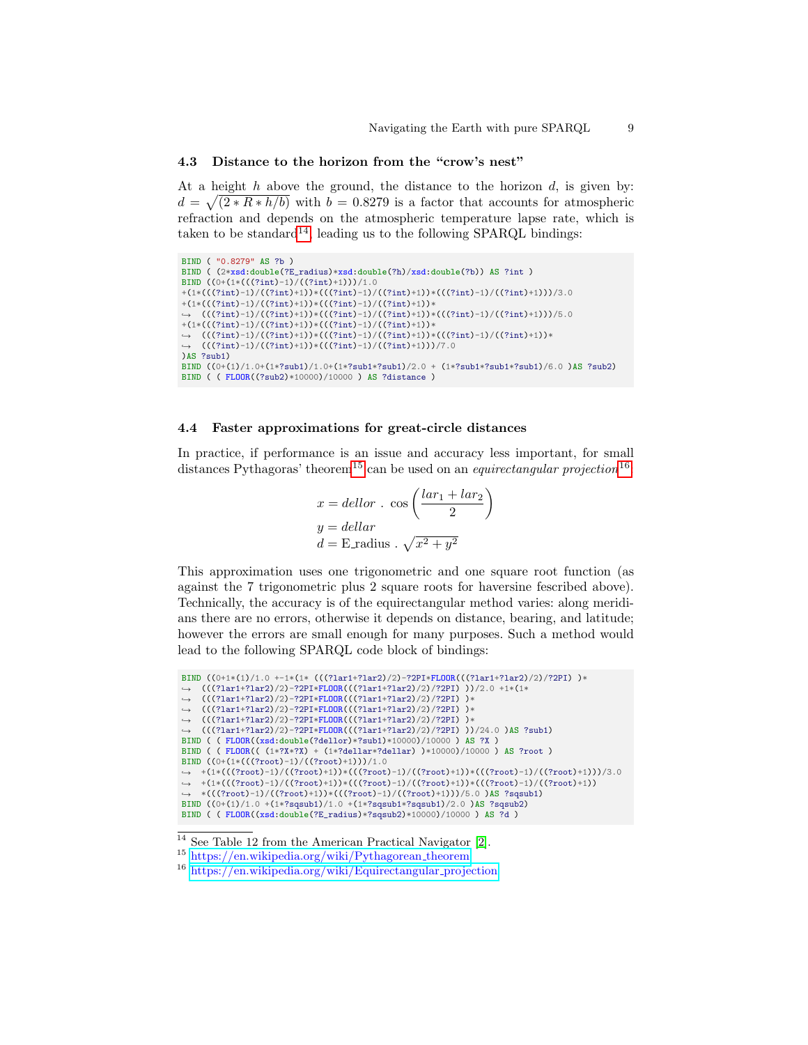### 4.3 Distance to the horizon from the "crow's nest"

At a height $h$ above the ground, the distance to the horizon $d$, is given by: $d = \sqrt{(2 * R * h/b)}$ with $b = 0.8279$ is a factor that accounts for atmospheric refraction and depends on the atmospheric temperature lapse rate, which is taken to be standard[14], leading us to the following SPARQL bindings:

```
BIND ( "0.8279" AS ?b )
BIND ( (2*xsd:double(?E_radius)*xsd:double(?h)/xsd:double(?b)) AS ?int )
BIND ((0+(1*(((?int)-1)/((?int)+1)))/1.0
+(1*(((?int)-1)/((?int)+1))*(((?int)-1)/((?int)+1))*(((?int)-1)/((?int)+1)))/3.0
+(1*(((?int)-1)/((?int)+1))*(((?int)-1)/((?int)+1))*
↪  (((?int)-1)/((?int)+1))*(((?int)-1)/((?int)+1))*(((?int)-1)/((?int)+1)))/5.0
+(1*(((?int)-1)/((?int)+1))*(((?int)-1)/((?int)+1))*
↪  (((?int)-1)/((?int)+1))*(((?int)-1)/((?int)+1))*(((?int)-1)/((?int)+1))*
↪  (((?int)-1)/((?int)+1))*(((?int)-1)/((?int)+1)))/7.0
)AS ?sub1)
BIND ((0+(1)/1.0+(1*?sub1)/1.0+(1*?sub1*?sub1)/2.0 + (1*?sub1*?sub1*?sub1)/6.0 )AS ?sub2)
BIND ( ( FLOOR((?sub2)*10000)/10000 ) AS ?distance )
```

### 4.4 Faster approximations for great-circle distances

In practice, if performance is an issue and accuracy less important, for small distances Pythagoras' theorem[15] can be used on an *equirectangular projection*[16]:

$$x = dellor \ . \ \cos\left(\frac{lar_1 + lar_2}{2}\right)$$
$$y = dellar$$
$$d = \text{E\_radius} \ . \ \sqrt{x^2 + y^2}$$

This approximation uses one trigonometric and one square root function (as against the 7 trigonometric plus 2 square roots for haversine fescribed above). Technically, the accuracy is of the equirectangular method varies: along meridians there are no errors, otherwise it depends on distance, bearing, and latitude; however the errors are small enough for many purposes. Such a method would lead to the following SPARQL code block of bindings:

```
BIND ((0+1*(1)/1.0 +-1*(1* (((?lar1+?lar2)/2)-?2PI*FLOOR(((?lar1+?lar2)/2)/?2PI) )*
↪  (((?lar1+?lar2)/2)-?2PI*FLOOR(((?lar1+?lar2)/2)/?2PI) ))/2.0 +1*(1*
↪  (((?lar1+?lar2)/2)-?2PI*FLOOR(((?lar1+?lar2)/2)/?2PI) )*
↪  (((?lar1+?lar2)/2)-?2PI*FLOOR(((?lar1+?lar2)/2)/?2PI) )*
↪  (((?lar1+?lar2)/2)-?2PI*FLOOR(((?lar1+?lar2)/2)/?2PI) )*
↪  (((?lar1+?lar2)/2)-?2PI*FLOOR(((?lar1+?lar2)/2)/?2PI) ))/24.0 )AS ?sub1)
BIND ( ( FLOOR((xsd:double(?dellor)*?sub1)*10000)/10000 ) AS ?X )
BIND ( ( FLOOR(( (1*?X*?X) + (1*?dellar*?dellar) )*10000)/10000 ) AS ?root )
BIND ((0+(1*(((?root)-1)/((?root)+1)))/1.0
↪  +(1*(((?root)-1)/((?root)+1))*(((?root)-1)/((?root)+1))*(((?root)-1)/((?root)+1)))/3.0
↪  +(1*(((?root)-1)/((?root)+1))*(((?root)-1)/((?root)+1))*(((?root)-1)/((?root)+1))
↪  *(((?root)-1)/((?root)+1))*(((?root)-1)/((?root)+1)))/5.0 )AS ?sqsub1)
BIND ((0+(1)/1.0 +(1*?sqsub1)/1.0 +(1*?sqsub1*?sqsub1)/2.0 )AS ?sqsub2)
BIND ( ( FLOOR((xsd:double(?E_radius)*?sqsub2)*10000)/10000 ) AS ?d )
```

[14] See Table 12 from the American Practical Navigator [2].

[15] https://en.wikipedia.org/wiki/Pythagorean_theorem

[16] https://en.wikipedia.org/wiki/Equirectangular_projection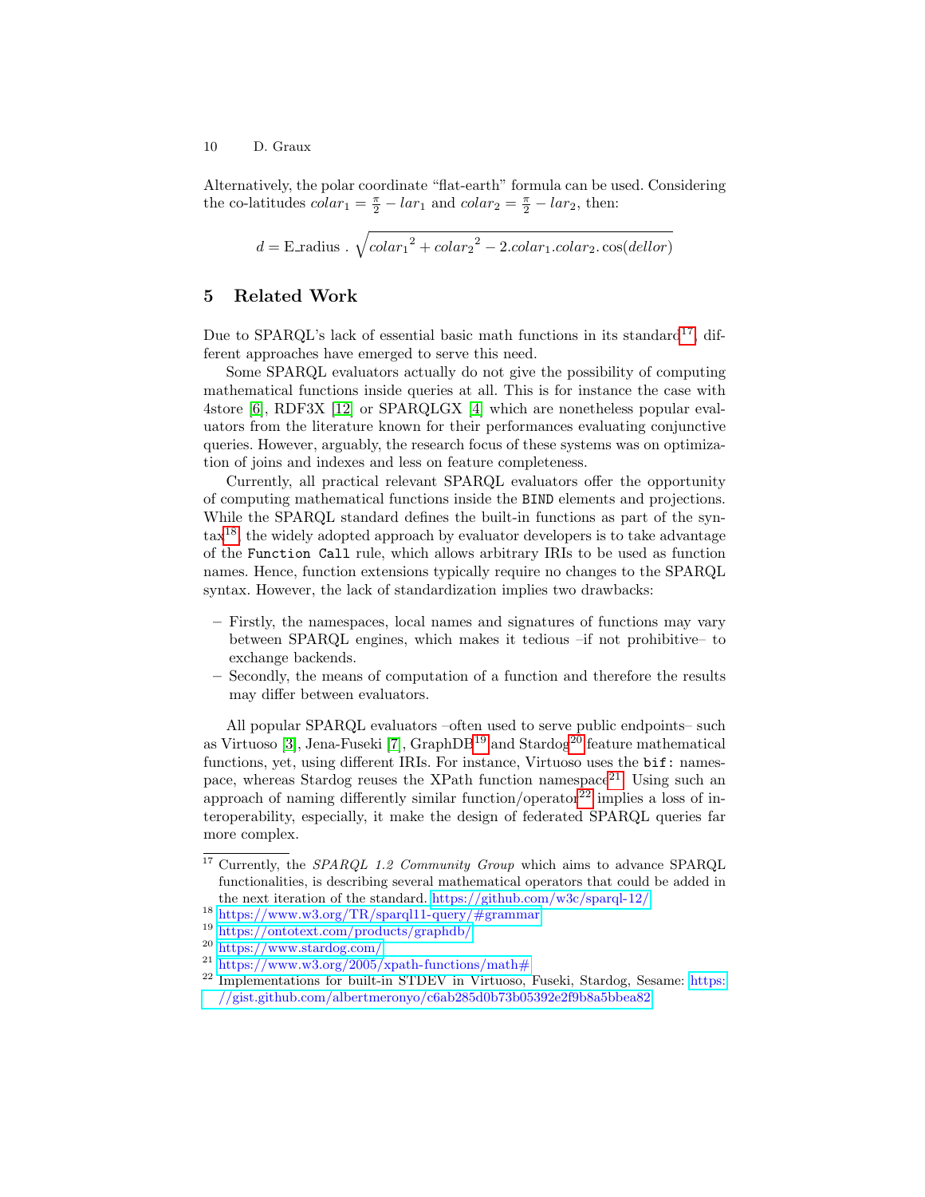Alternatively, the polar coordinate "flat-earth" formula can be used. Considering the co-latitudes $colar_1 = \frac{\pi}{2} - lar_1$ and $colar_2 = \frac{\pi}{2} - lar_2$, then:

$$d = \text{E\_radius} \ . \ \sqrt{{colar_1}^2 + {colar_2}^2 - 2.colar_1.colar_2.\cos(dellor)}$$

## 5 Related Work

Due to SPARQL's lack of essential basic math functions in its standard[17], different approaches have emerged to serve this need.

Some SPARQL evaluators actually do not give the possibility of computing mathematical functions inside queries at all. This is for instance the case with 4store [6], RDF3X [12] or SPARQLGX [4] which are nonetheless popular evaluators from the literature known for their performances evaluating conjunctive queries. However, arguably, the research focus of these systems was on optimization of joins and indexes and less on feature completeness.

Currently, all practical relevant SPARQL evaluators offer the opportunity of computing mathematical functions inside the `BIND` elements and projections. While the SPARQL standard defines the built-in functions as part of the syntax[18], the widely adopted approach by evaluator developers is to take advantage of the `Function Call` rule, which allows arbitrary IRIs to be used as function names. Hence, function extensions typically require no changes to the SPARQL syntax. However, the lack of standardization implies two drawbacks:

- Firstly, the namespaces, local names and signatures of functions may vary between SPARQL engines, which makes it tedious –if not prohibitive– to exchange backends.
- Secondly, the means of computation of a function and therefore the results may differ between evaluators.

All popular SPARQL evaluators –often used to serve public endpoints– such as Virtuoso [3], Jena-Fuseki [7], GraphDB[19] and Stardog[20] feature mathematical functions, yet, using different IRIs. For instance, Virtuoso uses the `bif:` namespace, whereas Stardog reuses the XPath function namespace[21]. Using such an approach of naming differently similar function/operator[22] implies a loss of interoperability, especially, it make the design of federated SPARQL queries far more complex.

---

[17] Currently, the *SPARQL 1.2 Community Group* which aims to advance SPARQL functionalities, is describing several mathematical operators that could be added in the next iteration of the standard. https://github.com/w3c/sparql-12/

[18] https://www.w3.org/TR/sparql11-query/#grammar

[19] https://ontotext.com/products/graphdb/

[20] https://www.stardog.com/

[21] https://www.w3.org/2005/xpath-functions/math#

[22] Implementations for built-in STDEV in Virtuoso, Fuseki, Stardog, Sesame: https://gist.github.com/albertmeronyo/c6ab285d0b73b05392e2f9b8a5bbea82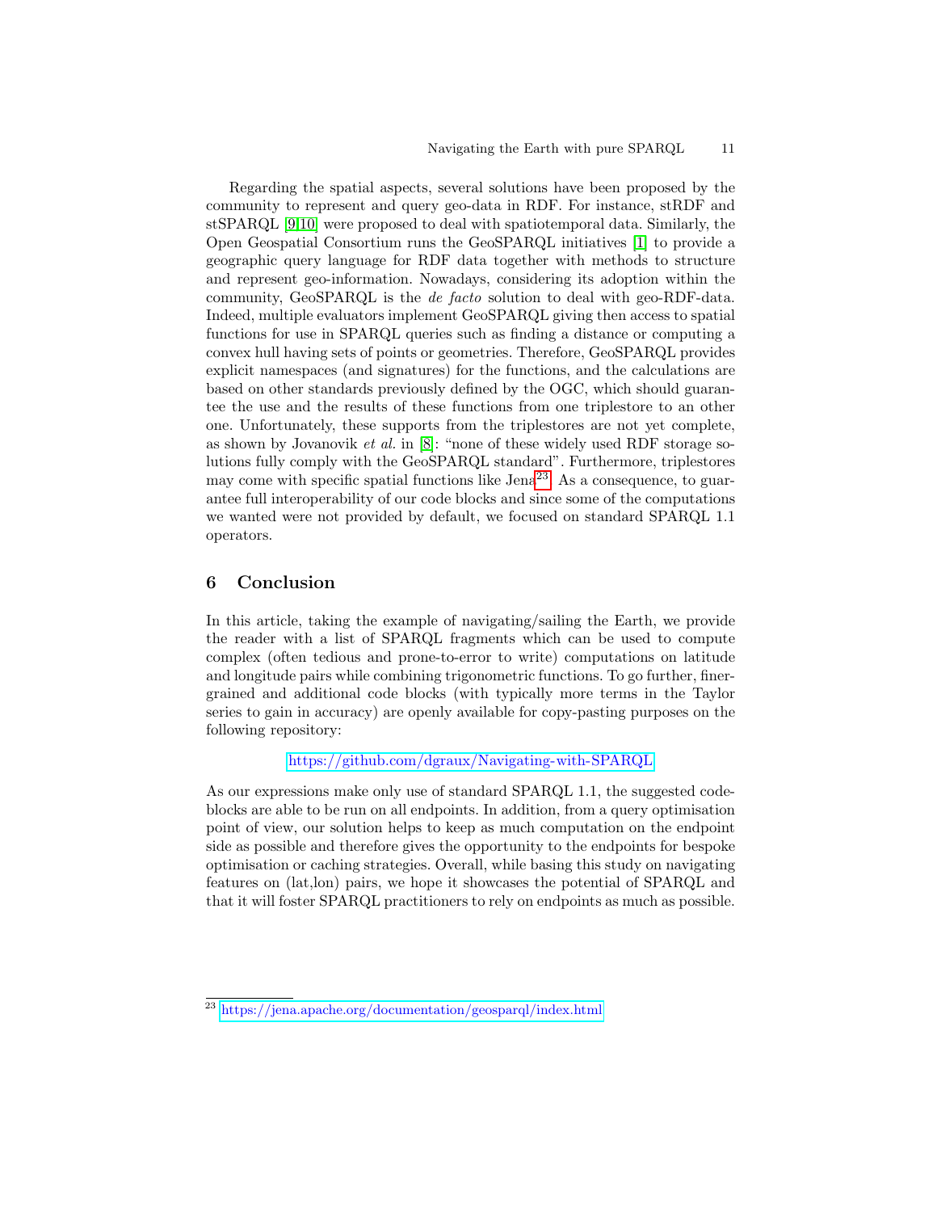Regarding the spatial aspects, several solutions have been proposed by the community to represent and query geo-data in RDF. For instance, stRDF and stSPARQL [9,10] were proposed to deal with spatiotemporal data. Similarly, the Open Geospatial Consortium runs the GeoSPARQL initiatives [1] to provide a geographic query language for RDF data together with methods to structure and represent geo-information. Nowadays, considering its adoption within the community, GeoSPARQL is the *de facto* solution to deal with geo-RDF-data. Indeed, multiple evaluators implement GeoSPARQL giving then access to spatial functions for use in SPARQL queries such as finding a distance or computing a convex hull having sets of points or geometries. Therefore, GeoSPARQL provides explicit namespaces (and signatures) for the functions, and the calculations are based on other standards previously defined by the OGC, which should guarantee the use and the results of these functions from one triplestore to an other one. Unfortunately, these supports from the triplestores are not yet complete, as shown by Jovanovik *et al.* in [8]: "none of these widely used RDF storage solutions fully comply with the GeoSPARQL standard". Furthermore, triplestores may come with specific spatial functions like Jena[23]. As a consequence, to guarantee full interoperability of our code blocks and since some of the computations we wanted were not provided by default, we focused on standard SPARQL 1.1 operators.

## 6 Conclusion

In this article, taking the example of navigating/sailing the Earth, we provide the reader with a list of SPARQL fragments which can be used to compute complex (often tedious and prone-to-error to write) computations on latitude and longitude pairs while combining trigonometric functions. To go further, finer-grained and additional code blocks (with typically more terms in the Taylor series to gain in accuracy) are openly available for copy-pasting purposes on the following repository:

https://github.com/dgraux/Navigating-with-SPARQL

As our expressions make only use of standard SPARQL 1.1, the suggested code-blocks are able to be run on all endpoints. In addition, from a query optimisation point of view, our solution helps to keep as much computation on the endpoint side as possible and therefore gives the opportunity to the endpoints for bespoke optimisation or caching strategies. Overall, while basing this study on navigating features on (lat,lon) pairs, we hope it showcases the potential of SPARQL and that it will foster SPARQL practitioners to rely on endpoints as much as possible.

[23] https://jena.apache.org/documentation/geosparql/index.html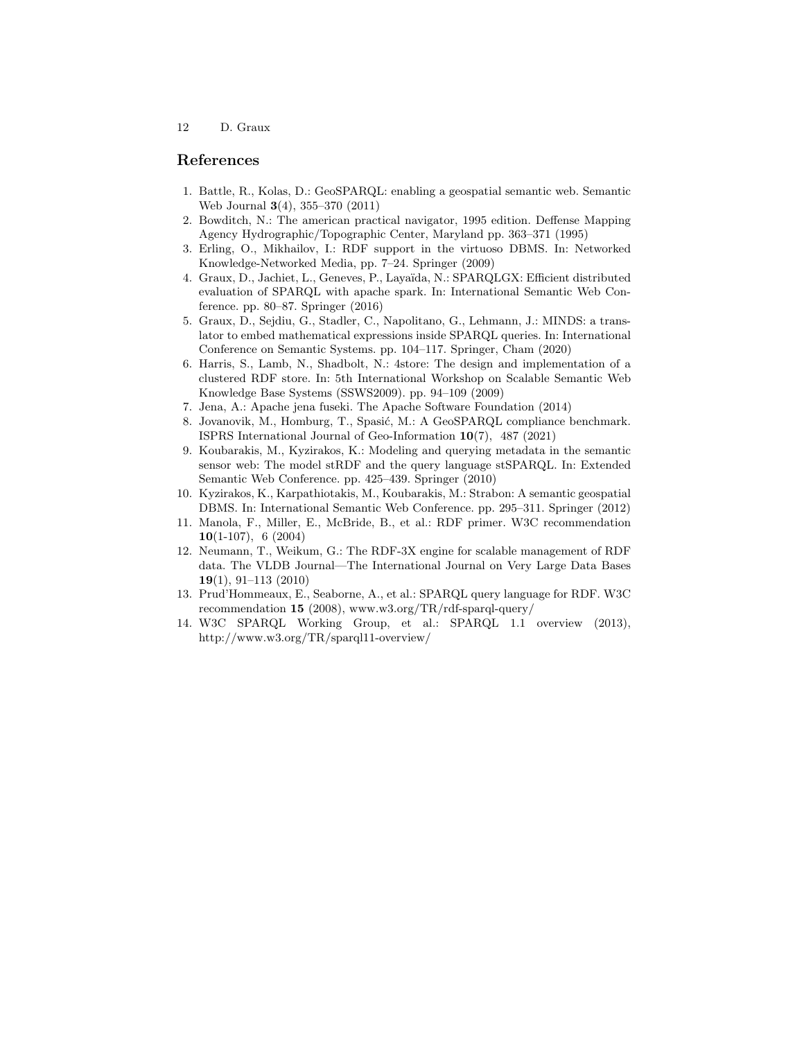## References

1. Battle, R., Kolas, D.: GeoSPARQL: enabling a geospatial semantic web. Semantic Web Journal **3**(4), 355–370 (2011)
2. Bowditch, N.: The american practical navigator, 1995 edition. Deffense Mapping Agency Hydrographic/Topographic Center, Maryland pp. 363–371 (1995)
3. Erling, O., Mikhailov, I.: RDF support in the virtuoso DBMS. In: Networked Knowledge-Networked Media, pp. 7–24. Springer (2009)
4. Graux, D., Jachiet, L., Geneves, P., Layaïda, N.: SPARQLGX: Efficient distributed evaluation of SPARQL with apache spark. In: International Semantic Web Conference. pp. 80–87. Springer (2016)
5. Graux, D., Sejdiu, G., Stadler, C., Napolitano, G., Lehmann, J.: MINDS: a translator to embed mathematical expressions inside SPARQL queries. In: International Conference on Semantic Systems. pp. 104–117. Springer, Cham (2020)
6. Harris, S., Lamb, N., Shadbolt, N.: 4store: The design and implementation of a clustered RDF store. In: 5th International Workshop on Scalable Semantic Web Knowledge Base Systems (SSWS2009). pp. 94–109 (2009)
7. Jena, A.: Apache jena fuseki. The Apache Software Foundation (2014)
8. Jovanovik, M., Homburg, T., Spasić, M.: A GeoSPARQL compliance benchmark. ISPRS International Journal of Geo-Information **10**(7), 487 (2021)
9. Koubarakis, M., Kyzirakos, K.: Modeling and querying metadata in the semantic sensor web: The model stRDF and the query language stSPARQL. In: Extended Semantic Web Conference. pp. 425–439. Springer (2010)
10. Kyzirakos, K., Karpathiotakis, M., Koubarakis, M.: Strabon: A semantic geospatial DBMS. In: International Semantic Web Conference. pp. 295–311. Springer (2012)
11. Manola, F., Miller, E., McBride, B., et al.: RDF primer. W3C recommendation **10**(1-107), 6 (2004)
12. Neumann, T., Weikum, G.: The RDF-3X engine for scalable management of RDF data. The VLDB Journal—The International Journal on Very Large Data Bases **19**(1), 91–113 (2010)
13. Prud'Hommeaux, E., Seaborne, A., et al.: SPARQL query language for RDF. W3C recommendation **15** (2008), www.w3.org/TR/rdf-sparql-query/
14. W3C SPARQL Working Group, et al.: SPARQL 1.1 overview (2013), http://www.w3.org/TR/sparql11-overview/